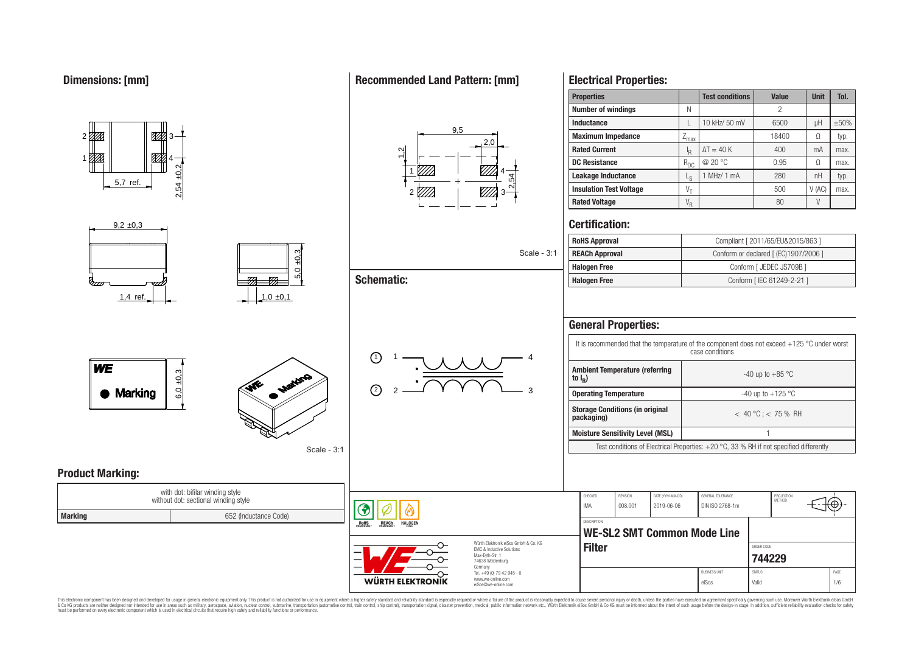## Dimensions: [mm]

5,7 ref.
2,54 ±0,2
9,2 ±0,3
1,4 ref.
5,0 ±0,3
1,0 ±0,1
6,0 ±0,3

Marking

## Recommended Land Pattern: [mm]

9,5
2,0
1,2
2,54

Scale - 3:1

## Schematic:

Scale - 3:1

## Product Marking:

| with dot: bifilar winding style<br>without dot: sectional winding style | |
|---|---|
| **Marking** | 652 (Inductance Code) |

## Electrical Properties:

| Properties | | Test conditions | Value | Unit | Tol. |
|---|---|---|---|---|---|
| **Number of windings** | N | | 2 | | |
| **Inductance** | L | 10 kHz/ 50 mV | 6500 | µH | ±50% |
| **Maximum Impedance** | $Z_{max}$ | | 18400 | Ω | typ. |
| **Rated Current** | $I_R$ | ΔT = 40 K | 400 | mA | max. |
| **DC Resistance** | $R_{DC}$ | @ 20 °C | 0.95 | Ω | max. |
| **Leakage Inductance** | $L_S$ | 1 MHz/ 1 mA | 280 | nH | typ. |
| **Insulation Test Voltage** | $V_T$ | | 500 | V (AC) | max. |
| **Rated Voltage** | $V_R$ | | 80 | V | |

## Certification:

| | |
|---|---|
| **RoHS Approval** | Compliant [ 2011/65/EU&2015/863 ] |
| **REACh Approval** | Conform or declared [ (EC)1907/2006 ] |
| **Halogen Free** | Conform [ JEDEC JS709B ] |
| **Halogen Free** | Conform [ IEC 61249-2-21 ] |

## General Properties:

It is recommended that the temperature of the component does not exceed +125 °C under worst case conditions

| | |
|---|---|
| **Ambient Temperature (referring to $I_R$)** | -40 up to +85 °C |
| **Operating Temperature** | -40 up to +125 °C |
| **Storage Conditions (in original packaging)** | < 40 °C ; < 75 % RH |
| **Moisture Sensitivity Level (MSL)** | 1 |

Test conditions of Electrical Properties: +20 °C, 33 % RH if not specified differently

| CHECKED | REVISION | DATE (YYYY-MM-DD) | GENERAL TOLERANCE | PROJECTION METHOD |
|---|---|---|---|---|
| IMA | 008.001 | 2019-06-06 | DIN ISO 2768-1m | |

DESCRIPTION: **WE-SL2 SMT Common Mode Line Filter**

ORDER CODE: **744229**

BUSINESS UNIT: eiSos | STATUS: Valid | PAGE: 1/6

Würth Elektronik eiSos GmbH & Co. KG
EMC & Inductive Solutions
Max-Eyth-Str. 1
74638 Waldenburg
Germany
Tel. +49 (0) 79 42 945 - 0
www.we-online.com
eiSos@we-online.com

WÜRTH ELEKTRONIK

This electronic component has been designed and developed for usage in general electronic equipment only. This product is not authorized for use in equipment where a higher safety standard and reliability standard is especially required or where a failure of the product is reasonably expected to cause severe personal injury or death, unless the parties have executed an agreement specifically governing such use. Moreover Würth Elektronik eiSos GmbH & Co KG products are neither designed nor intended for use in areas such as military, aerospace, aviation, nuclear control, submarine, transportation (automotive control, train control, ship control), transportation signal, disaster prevention, medical, public information network etc.. Würth Elektronik eiSos GmbH & Co KG must be informed about the intent of such usage before the design-in stage. In addition, sufficient reliability evaluation checks for safety must be performed on every electronic component which is used in electrical circuits that require high safety and reliability functions or performance.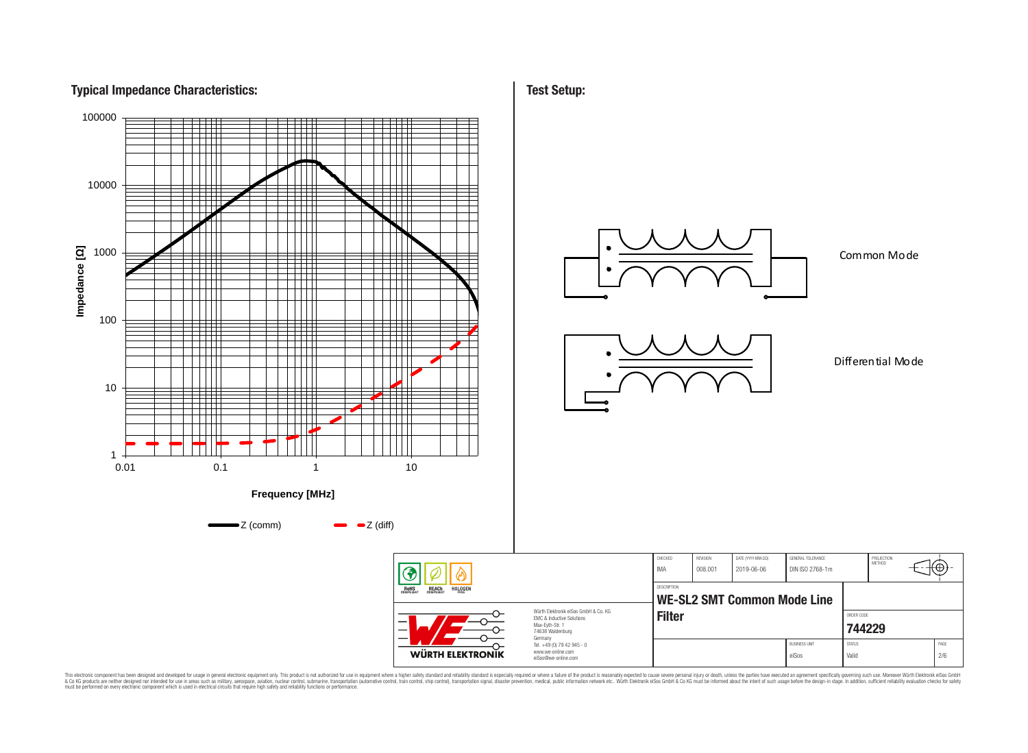## Typical Impedance Characteristics:

Impedance [Ω]

100000

10000

1000

100

10

1

0.01 0.1 1 10

Frequency [MHz]

Z (comm) Z (diff)

## Test Setup:

Common Mode

Differential Mode

| CHECKED | REVISION | DATE (YYYY-MM-DD) | GENERAL TOLERANCE | PROJECTION METHOD |
|---|---|---|---|---|
| IMA | 008.001 | 2019-06-06 | DIN ISO 2768-1m | |

DESCRIPTION

**WE-SL2 SMT Common Mode Line Filter**

ORDER CODE

**744229**

| BUSINESS UNIT | STATUS | PAGE |
|---|---|---|
| eiSos | Valid | 2/6 |

RoHS COMPLIANT REACh COMPLIANT HALOGEN FREE

WÜRTH ELEKTRONIK

Würth Elektronik eiSos GmbH & Co. KG
EMC & Inductive Solutions
Max-Eyth-Str. 1
74638 Waldenburg
Germany
Tel. +49 (0) 79 42 945 - 0
www.we-online.com
eiSos@we-online.com

This electronic component has been designed and developed for usage in general electronic equipment only. This product is not authorized for use in equipment where a higher safety standard and reliability standard is especially required or where a failure of the product is reasonably expected to cause severe personal injury or death, unless the parties have executed an agreement specifically governing such use. Moreover Würth Elektronik eiSos GmbH & Co KG products are neither designed nor intended for use in areas such as military, aerospace, aviation, nuclear control, submarine, transportation (automotive control, train control, ship control), transportation signal, disaster prevention, medical, public information network etc.. Würth Elektronik eiSos GmbH & Co KG must be informed about the intent of such usage before the design-in stage. In addition, sufficient reliability evaluation checks for safety must be performed on every electronic component which is used in electrical circuits that require high safety and reliability functions or performance.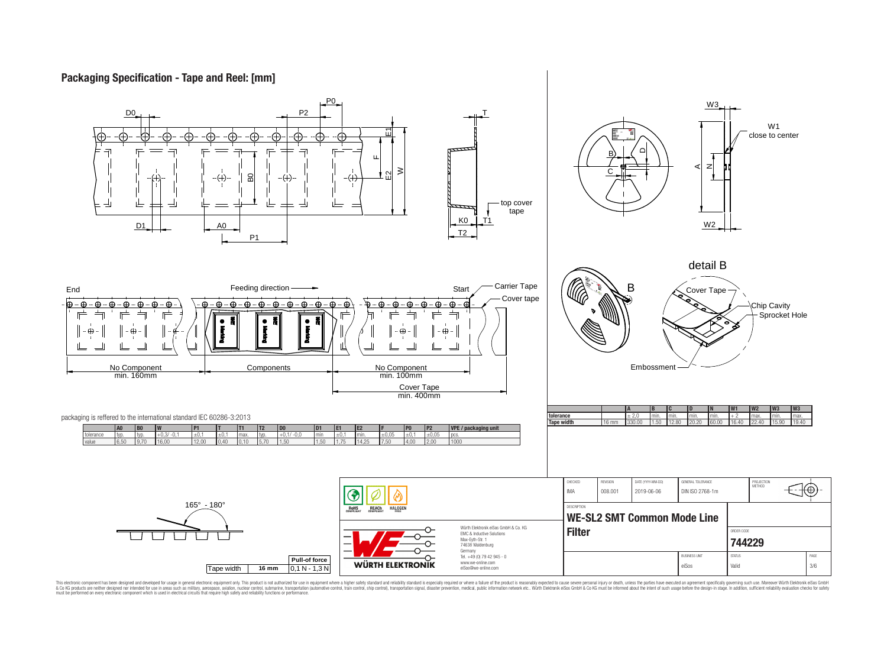# Packaging Specification - Tape and Reel: [mm]

top cover tape

End — Feeding direction — Start — Carrier Tape — Cover tape

No Component min. 160mm | Components | No Component min. 100mm | Cover Tape min. 400mm

detail B — Cover Tape, Chip Cavity, Sprocket Hole, Embossment

W1 close to center

packaging is reffered to the international standard IEC 60286-3:2013

| | A0 | B0 | W | P1 | T | T1 | T2 | D0 | D1 | E1 | E2 | F | P0 | P2 | VPE / packaging unit |
|---|---|---|---|---|---|---|---|---|---|---|---|---|---|---|---|
| tolerance | typ. | typ. | +0,3/ -0,1 | ±0,1 | ±0,1 | max. | typ. | +0,1/ -0,0 | min | ±0,1 | min. | ±0,05 | ±0,1 | ±0,05 | pcs. |
| value | 6,50 | 9,70 | 16,00 | 12,00 | 0,40 | 0,10 | 5,70 | 1,50 | 1,50 | 1,75 | 14,25 | 7,50 | 4,00 | 2,00 | 1000 |

| | | A | B | C | D | N | W1 | W2 | W3 | W3 |
|---|---|---|---|---|---|---|---|---|---|---|
| tolerance | | ± 2,0 | min. | min. | min. | min. | + 2 | max. | min. | max. |
| Tape width | 16 mm | 330.00 | 1.50 | 12.80 | 20.20 | 60.00 | 16.40 | 22.40 | 15.90 | 19.40 |

165° - 180°

| | | Pull-of force |
|---|---|---|
| Tape width | 16 mm | 0,1 N - 1,3 N |

| CHECKED | REVISION | DATE (YYYY-MM-DD) | GENERAL TOLERANCE | PROJECTION METHOD |
|---|---|---|---|---|
| IMA | 008.001 | 2019-06-06 | DIN ISO 2768-1m | |

DESCRIPTION: **WE-SL2 SMT Common Mode Line Filter**

ORDER CODE: **744229**

BUSINESS UNIT: eiSos — STATUS: Valid — PAGE: 3/6

Würth Elektronik eiSos GmbH & Co. KG
EMC & Inductive Solutions
Max-Eyth-Str. 1
74638 Waldenburg
Germany
Tel. +49 (0) 79 42 945 - 0
www.we-online.com
eiSos@we-online.com

RoHS COMPLIANT — REACh COMPLIANT — HALOGEN FREE

WÜRTH ELEKTRONIK

This electronic component has been designed and developed for usage in general electronic equipment only. This product is not authorized for use in equipment where a higher safety standard and reliability standard is especially required or where a failure of the product is reasonably expected to cause severe personal injury or death, unless the parties have executed an agreement specifically governing such use. Moreover Würth Elektronik eiSos GmbH & Co KG products are neither designed nor intended for use in areas such as military, aerospace, aviation, nuclear control, submarine, transportation (automotive control, train control, ship control), transportation signal, disaster prevention, medical, public information network etc.. Würth Elektronik eiSos GmbH & Co KG must be informed about the intent of such usage before the design-in stage. In addition, sufficient reliability evaluation checks for safety must be performed on every electronic component which is used in electrical circuits that require high safety and reliability functions or performance.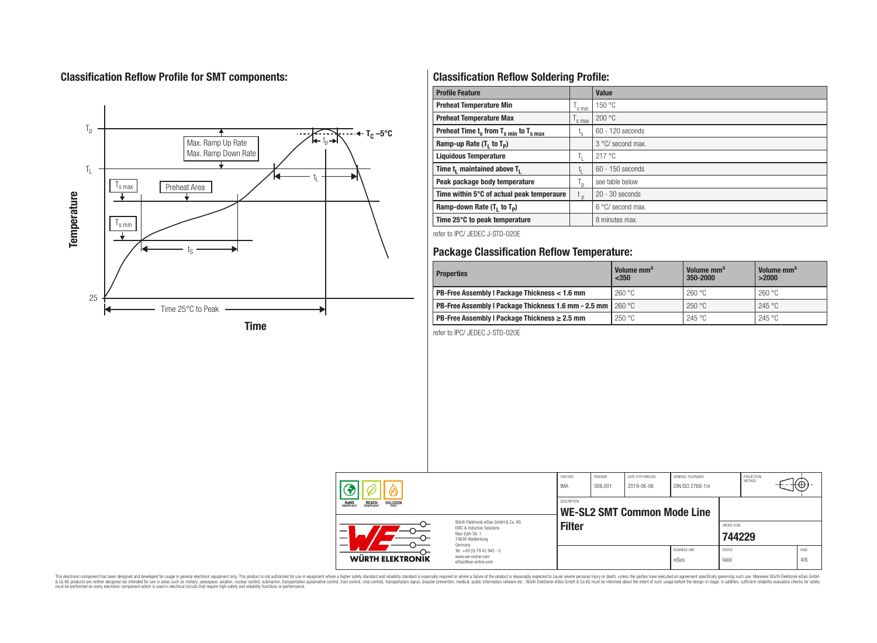## Classification Reflow Profile for SMT components:

## Classification Reflow Soldering Profile:

| Profile Feature | | Value |
|---|---|---|
| Preheat Temperature Min | $T_{s\ min}$ | 150 °C |
| Preheat Temperature Max | $T_{s\ max}$ | 200 °C |
| Preheat Time $t_s$ from $T_{s\ min}$ to $T_{s\ max}$ | $t_s$ | 60 - 120 seconds |
| Ramp-up Rate ($T_L$ to $T_P$) | | 3 °C/ second max. |
| Liquidous Temperature | $T_L$ | 217 °C |
| Time $t_L$ maintained above $T_L$ | $t_L$ | 60 - 150 seconds |
| Peak package body temperature | $T_p$ | see table below |
| Time within 5°C of actual peak temperaure | $t_p$ | 20 - 30 seconds |
| Ramp-down Rate ($T_L$ to $T_P$) | | 6 °C/ second max. |
| Time 25°C to peak temperature | | 8 minutes max. |

refer to IPC/ JEDEC J-STD-020E

## Package Classification Reflow Temperature:

| Properties | Volume mm³ <350 | Volume mm³ 350-2000 | Volume mm³ >2000 |
|---|---|---|---|
| PB-Free Assembly \| Package Thickness < 1.6 mm | 260 °C | 260 °C | 260 °C |
| PB-Free Assembly \| Package Thickness 1.6 mm - 2.5 mm | 260 °C | 250 °C | 245 °C |
| PB-Free Assembly \| Package Thickness ≥ 2.5 mm | 250 °C | 245 °C | 245 °C |

refer to IPC/ JEDEC J-STD-020E

| CHECKED | REVISION | DATE (YYYY-MM-DD) | GENERAL TOLERANCE | PROJECTION METHOD |
|---|---|---|---|---|
| IMA | 008.001 | 2019-06-06 | DIN ISO 2768-1m | |

DESCRIPTION: **WE-SL2 SMT Common Mode Line Filter**

ORDER CODE: **744229**

BUSINESS UNIT: eiSos — STATUS: Valid — PAGE: 4/6

Würth Elektronik eiSos GmbH & Co. KG
EMC & Inductive Solutions
Max-Eyth-Str. 1
74638 Waldenburg
Germany
Tel. +49 (0) 79 42 945 - 0
www.we-online.com
eiSos@we-online.com

This electronic component has been designed and developed for usage in general electronic equipment only. This product is not authorized for use in equipment where a higher safety standard and reliability standard is especially required or where a failure of the product is reasonably expected to cause severe personal injury or death, unless the parties have executed an agreement specifically governing such use. Moreover Würth Elektronik eiSos GmbH & Co KG products are neither designed nor intended for use in areas such as military, aerospace, aviation, nuclear control, submarine, transportation (automotive control, train control, ship control), transportation signal, disaster prevention, medical, public information network etc.. Würth Elektronik eiSos GmbH & Co KG must be informed about the intent of such usage before the design-in stage. In addition, sufficient reliability evaluation checks for safety must be performed on every electronic component which is used in electrical circuits that require high safety and reliability functions or performance.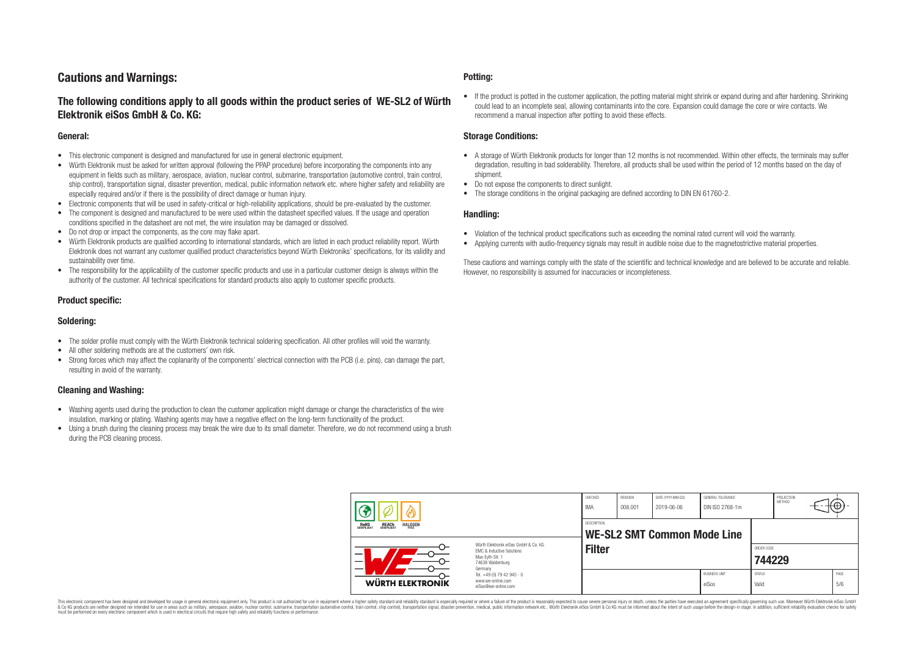## Cautions and Warnings:

### The following conditions apply to all goods within the product series of WE-SL2 of Würth Elektronik eiSos GmbH & Co. KG:

#### General:

- This electronic component is designed and manufactured for use in general electronic equipment.
- Würth Elektronik must be asked for written approval (following the PPAP procedure) before incorporating the components into any equipment in fields such as military, aerospace, aviation, nuclear control, submarine, transportation (automotive control, train control, ship control), transportation signal, disaster prevention, medical, public information network etc. where higher safety and reliability are especially required and/or if there is the possibility of direct damage or human injury.
- Electronic components that will be used in safety-critical or high-reliability applications, should be pre-evaluated by the customer.
- The component is designed and manufactured to be were used within the datasheet specified values. If the usage and operation conditions specified in the datasheet are not met, the wire insulation may be damaged or dissolved.
- Do not drop or impact the components, as the core may flake apart.
- Würth Elektronik products are qualified according to international standards, which are listed in each product reliability report. Würth Elektronik does not warrant any customer qualified product characteristics beyond Würth Elektroniks' specifications, for its validity and sustainability over time.
- The responsibility for the applicability of the customer specific products and use in a particular customer design is always within the authority of the customer. All technical specifications for standard products also apply to customer specific products.

#### Product specific:

#### Soldering:

- The solder profile must comply with the Würth Elektronik technical soldering specification. All other profiles will void the warranty.
- All other soldering methods are at the customers' own risk.
- Strong forces which may affect the coplanarity of the components' electrical connection with the PCB (i.e. pins), can damage the part, resulting in avoid of the warranty.

#### Cleaning and Washing:

- Washing agents used during the production to clean the customer application might damage or change the characteristics of the wire insulation, marking or plating. Washing agents may have a negative effect on the long-term functionality of the product.
- Using a brush during the cleaning process may break the wire due to its small diameter. Therefore, we do not recommend using a brush during the PCB cleaning process.

#### Potting:

- If the product is potted in the customer application, the potting material might shrink or expand during and after hardening. Shrinking could lead to an incomplete seal, allowing contaminants into the core. Expansion could damage the core or wire contacts. We recommend a manual inspection after potting to avoid these effects.

#### Storage Conditions:

- A storage of Würth Elektronik products for longer than 12 months is not recommended. Within other effects, the terminals may suffer degradation, resulting in bad solderability. Therefore, all products shall be used within the period of 12 months based on the day of shipment.
- Do not expose the components to direct sunlight.
- The storage conditions in the original packaging are defined according to DIN EN 61760-2.

#### Handling:

- Violation of the technical product specifications such as exceeding the nominal rated current will void the warranty.
- Applying currents with audio-frequency signals may result in audible noise due to the magnetostrictive material properties.

These cautions and warnings comply with the state of the scientific and technical knowledge and are believed to be accurate and reliable. However, no responsibility is assumed for inaccuracies or incompleteness.

| CHECKED | REVISION | DATE (YYYY-MM-DD) | GENERAL TOLERANCE | PROJECTION METHOD |
|---|---|---|---|---|
| IMA | 008.001 | 2019-06-06 | DIN ISO 2768-1m | |

DESCRIPTION: **WE-SL2 SMT Common Mode Line Filter**

ORDER CODE: **744229**

| BUSINESS UNIT | STATUS | PAGE |
|---|---|---|
| eiSos | Valid | 5/6 |

Würth Elektronik eiSos GmbH & Co. KG
EMC & Inductive Solutions
Max-Eyth-Str. 1
74638 Waldenburg
Germany
Tel. +49 (0) 79 42 945 - 0
www.we-online.com
eiSos@we-online.com

This electronic component has been designed and developed for usage in general electronic equipment only. This product is not authorized for use in equipment where a higher safety standard and reliability standard is especially required or where a failure of the product is reasonably expected to cause severe personal injury or death, unless the parties have executed an agreement specifically governing such use. Moreover Würth Elektronik eiSos GmbH & Co KG products are neither designed nor intended for use in areas such as military, aerospace, aviation, nuclear control, submarine, transportation (automotive control, train control, ship control), transportation signal, disaster prevention, medical, public information network etc.. Würth Elektronik eiSos GmbH & Co KG must be informed about the intent of such usage before the design-in stage. In addition, sufficient reliability evaluation checks for safety must be performed on every electronic component which is used in electrical circuits that require high safety and reliability functions or performance.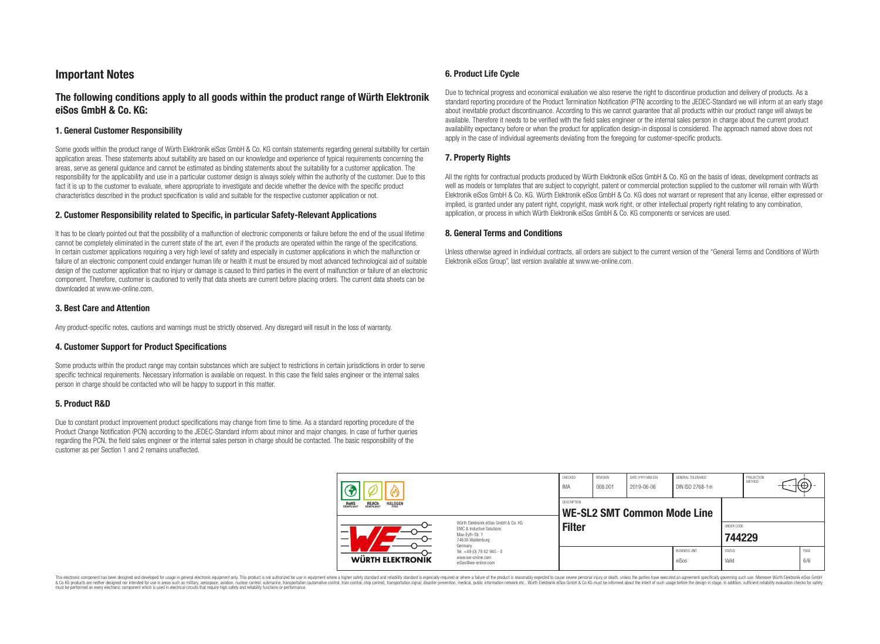# Important Notes

## The following conditions apply to all goods within the product range of Würth Elektronik eiSos GmbH & Co. KG:

### 1. General Customer Responsibility

Some goods within the product range of Würth Elektronik eiSos GmbH & Co. KG contain statements regarding general suitability for certain application areas. These statements about suitability are based on our knowledge and experience of typical requirements concerning the areas, serve as general guidance and cannot be estimated as binding statements about the suitability for a customer application. The responsibility for the applicability and use in a particular customer design is always solely within the authority of the customer. Due to this fact it is up to the customer to evaluate, where appropriate to investigate and decide whether the device with the specific product characteristics described in the product specification is valid and suitable for the respective customer application or not.

### 2. Customer Responsibility related to Specific, in particular Safety-Relevant Applications

It has to be clearly pointed out that the possibility of a malfunction of electronic components or failure before the end of the usual lifetime cannot be completely eliminated in the current state of the art, even if the products are operated within the range of the specifications. In certain customer applications requiring a very high level of safety and especially in customer applications in which the malfunction or failure of an electronic component could endanger human life or health it must be ensured by most advanced technological aid of suitable design of the customer application that no injury or damage is caused to third parties in the event of malfunction or failure of an electronic component. Therefore, customer is cautioned to verify that data sheets are current before placing orders. The current data sheets can be downloaded at www.we-online.com.

### 3. Best Care and Attention

Any product-specific notes, cautions and warnings must be strictly observed. Any disregard will result in the loss of warranty.

### 4. Customer Support for Product Specifications

Some products within the product range may contain substances which are subject to restrictions in certain jurisdictions in order to serve specific technical requirements. Necessary information is available on request. In this case the field sales engineer or the internal sales person in charge should be contacted who will be happy to support in this matter.

### 5. Product R&D

Due to constant product improvement product specifications may change from time to time. As a standard reporting procedure of the Product Change Notification (PCN) according to the JEDEC-Standard inform about minor and major changes. In case of further queries regarding the PCN, the field sales engineer or the internal sales person in charge should be contacted. The basic responsibility of the customer as per Section 1 and 2 remains unaffected.

### 6. Product Life Cycle

Due to technical progress and economical evaluation we also reserve the right to discontinue production and delivery of products. As a standard reporting procedure of the Product Termination Notification (PTN) according to the JEDEC-Standard we will inform at an early stage about inevitable product discontinuance. According to this we cannot guarantee that all products within our product range will always be available. Therefore it needs to be verified with the field sales engineer or the internal sales person in charge about the current product availability expectancy before or when the product for application design-in disposal is considered. The approach named above does not apply in the case of individual agreements deviating from the foregoing for customer-specific products.

### 7. Property Rights

All the rights for contractual products produced by Würth Elektronik eiSos GmbH & Co. KG on the basis of ideas, development contracts as well as models or templates that are subject to copyright, patent or commercial protection supplied to the customer will remain with Würth Elektronik eiSos GmbH & Co. KG. Würth Elektronik eiSos GmbH & Co. KG does not warrant or represent that any license, either expressed or implied, is granted under any patent right, copyright, mask work right, or other intellectual property right relating to any combination, application, or process in which Würth Elektronik eiSos GmbH & Co. KG components or services are used.

### 8. General Terms and Conditions

Unless otherwise agreed in individual contracts, all orders are subject to the current version of the "General Terms and Conditions of Würth Elektronik eiSos Group", last version available at www.we-online.com.

| | | | | | | |
|---|---|---|---|---|---|---|
| RoHS COMPLIANT / REACh COMPLIANT / HALOGEN FREE | CHECKED IMA | REVISION 008.001 | DATE (YYYY-MM-DD) 2019-06-06 | GENERAL TOLERANCE DIN ISO 2768-1m | PROJECTION METHOD | |
| | DESCRIPTION **WE-SL2 SMT Common Mode Line Filter** | | | | ORDER CODE **744229** | |
| WÜRTH ELEKTRONIK — Würth Elektronik eiSos GmbH & Co. KG, EMC & Inductive Solutions, Max-Eyth-Str. 1, 74638 Waldenburg, Germany, Tel. +49 (0) 79 42 945 - 0, www.we-online.com, eiSos@we-online.com | | | | BUSINESS UNIT eiSos | STATUS Valid | PAGE 6/6 |

This electronic component has been designed and developed for usage in general electronic equipment only. This product is not authorized for use in equipment where a higher safety standard and reliability standard is especially required or where a failure of the product is reasonably expected to cause severe personal injury or death, unless the parties have executed an agreement specifically governing such use. Moreover Würth Elektronik eiSos GmbH & Co KG products are neither designed nor intended for use in areas such as military, aerospace, aviation, nuclear control, submarine, transportation (automotive control, train control, ship control), transportation signal, disaster prevention, medical, public information network etc.. Würth Elektronik eiSos GmbH & Co KG must be informed about the intent of such usage before the design-in stage. In addition, sufficient reliability evaluation checks for safety must be performed on every electronic component which is used in electrical circuits that require high safety and reliability functions or performance.